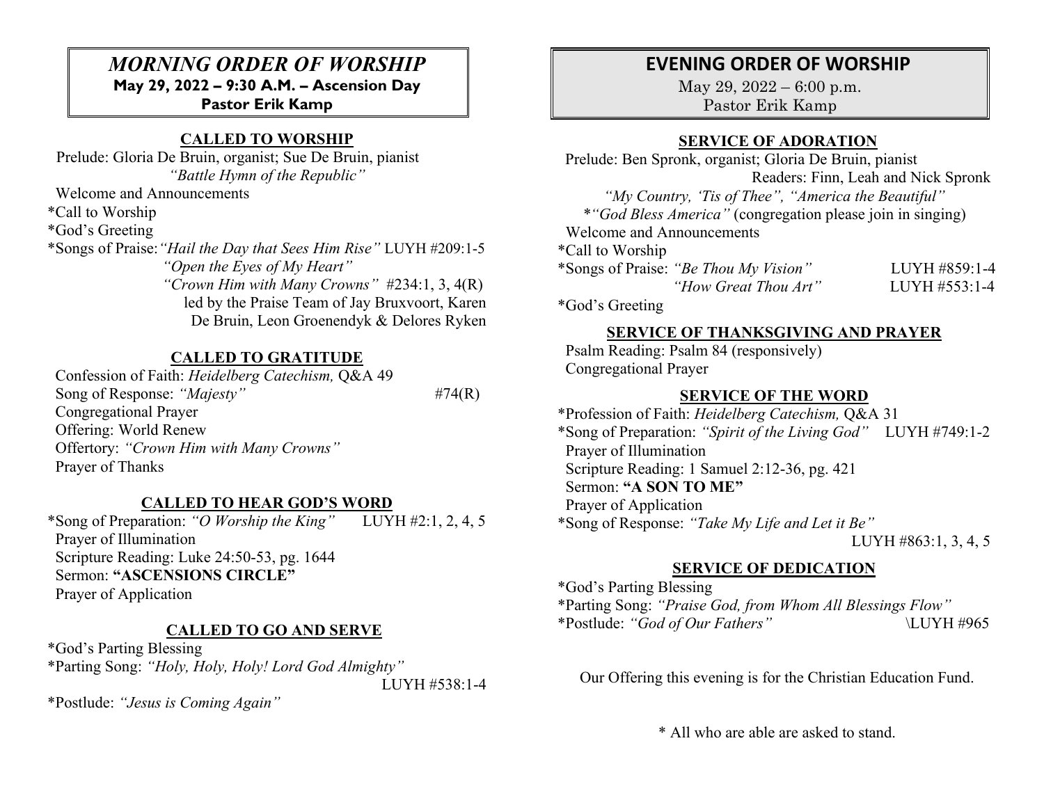# *MORNING ORDER OF WORSHIP*

**May 29, 2022 – 9:30 A.M. – Ascension Day**
**Pastor Erik Kamp**

## CALLED TO WORSHIP

Prelude: Gloria De Bruin, organist; Sue De Bruin, pianist
*"Battle Hymn of the Republic"*
Welcome and Announcements
*Call to Worship
*God's Greeting
*Songs of Praise: *"Hail the Day that Sees Him Rise"* LUYH #209:1-5
*"Open the Eyes of My Heart"*
*"Crown Him with Many Crowns"* #234:1, 3, 4(R)
led by the Praise Team of Jay Bruxvoort, Karen De Bruin, Leon Groenendyk & Delores Ryken

## CALLED TO GRATITUDE

Confession of Faith: *Heidelberg Catechism,* Q&A 49
Song of Response: *"Majesty"* #74(R)
Congregational Prayer
Offering: World Renew
Offertory: *"Crown Him with Many Crowns"*
Prayer of Thanks

## CALLED TO HEAR GOD'S WORD

*Song of Preparation: *"O Worship the King"* LUYH #2:1, 2, 4, 5
Prayer of Illumination
Scripture Reading: Luke 24:50-53, pg. 1644
Sermon: **"ASCENSIONS CIRCLE"**
Prayer of Application

## CALLED TO GO AND SERVE

*God's Parting Blessing
*Parting Song: *"Holy, Holy, Holy! Lord God Almighty"* LUYH #538:1-4
*Postlude: *"Jesus is Coming Again"*

# EVENING ORDER OF WORSHIP

May 29, 2022 – 6:00 p.m.
Pastor Erik Kamp

## SERVICE OF ADORATION

Prelude: Ben Spronk, organist; Gloria De Bruin, pianist
Readers: Finn, Leah and Nick Spronk
*"My Country, 'Tis of Thee", "America the Beautiful"*
**"God Bless America"* (congregation please join in singing)
Welcome and Announcements
*Call to Worship
*Songs of Praise: *"Be Thou My Vision"* LUYH #859:1-4
*"How Great Thou Art"* LUYH #553:1-4
*God's Greeting

## SERVICE OF THANKSGIVING AND PRAYER

Psalm Reading: Psalm 84 (responsively)
Congregational Prayer

## SERVICE OF THE WORD

*Profession of Faith: *Heidelberg Catechism,* Q&A 31
*Song of Preparation: *"Spirit of the Living God"* LUYH #749:1-2
Prayer of Illumination
Scripture Reading: 1 Samuel 2:12-36, pg. 421
Sermon: **"A SON TO ME"**
Prayer of Application
*Song of Response: *"Take My Life and Let it Be"* LUYH #863:1, 3, 4, 5

## SERVICE OF DEDICATION

*God's Parting Blessing
*Parting Song: *"Praise God, from Whom All Blessings Flow"*
*Postlude: *"God of Our Fathers"* \LUYH #965

Our Offering this evening is for the Christian Education Fund.

\* All who are able are asked to stand.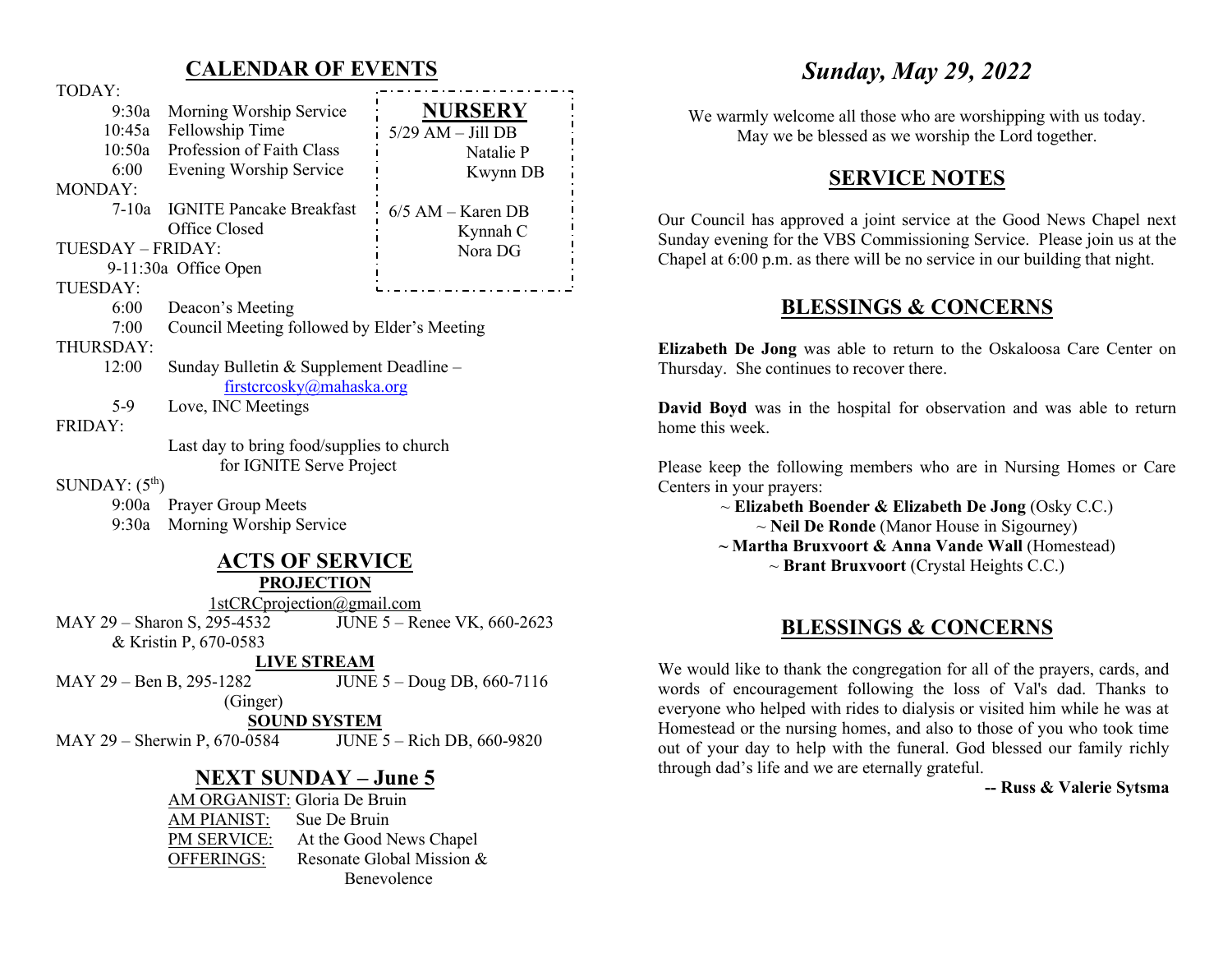## CALENDAR OF EVENTS

TODAY:
- 9:30a Morning Worship Service
- 10:45a Fellowship Time
- 10:50a Profession of Faith Class
- 6:00 Evening Worship Service

MONDAY:
- 7-10a IGNITE Pancake Breakfast
- Office Closed

TUESDAY – FRIDAY:
- 9-11:30a Office Open

TUESDAY:
- 6:00 Deacon's Meeting
- 7:00 Council Meeting followed by Elder's Meeting

THURSDAY:
- 12:00 Sunday Bulletin & Supplement Deadline – firstcrcosky@mahaska.org
- 5-9 Love, INC Meetings

FRIDAY:
- Last day to bring food/supplies to church for IGNITE Serve Project

SUNDAY: (5th)
- 9:00a Prayer Group Meets
- 9:30a Morning Worship Service

### NURSERY

5/29 AM – Jill DB
Natalie P
Kwynn DB

6/5 AM – Karen DB
Kynnah C
Nora DG

## ACTS OF SERVICE

### PROJECTION

1stCRCprojection@gmail.com

MAY 29 – Sharon S, 295-4532 & Kristin P, 670-0583
JUNE 5 – Renee VK, 660-2623

### LIVE STREAM

MAY 29 – Ben B, 295-1282 (Ginger)
JUNE 5 – Doug DB, 660-7116

### SOUND SYSTEM

MAY 29 – Sherwin P, 670-0584
JUNE 5 – Rich DB, 660-9820

## NEXT SUNDAY – June 5

AM ORGANIST: Gloria De Bruin
AM PIANIST: Sue De Bruin
PM SERVICE: At the Good News Chapel
OFFERINGS: Resonate Global Mission & Benevolence

# *Sunday, May 29, 2022*

We warmly welcome all those who are worshipping with us today.
May we be blessed as we worship the Lord together.

## SERVICE NOTES

Our Council has approved a joint service at the Good News Chapel next Sunday evening for the VBS Commissioning Service. Please join us at the Chapel at 6:00 p.m. as there will be no service in our building that night.

## BLESSINGS & CONCERNS

**Elizabeth De Jong** was able to return to the Oskaloosa Care Center on Thursday. She continues to recover there.

**David Boyd** was in the hospital for observation and was able to return home this week.

Please keep the following members who are in Nursing Homes or Care Centers in your prayers:

~ **Elizabeth Boender & Elizabeth De Jong** (Osky C.C.)
~ **Neil De Ronde** (Manor House in Sigourney)
~ **Martha Bruxvoort & Anna Vande Wall** (Homestead)
~ **Brant Bruxvoort** (Crystal Heights C.C.)

## BLESSINGS & CONCERNS

We would like to thank the congregation for all of the prayers, cards, and words of encouragement following the loss of Val's dad. Thanks to everyone who helped with rides to dialysis or visited him while he was at Homestead or the nursing homes, and also to those of you who took time out of your day to help with the funeral. God blessed our family richly through dad's life and we are eternally grateful.

**-- Russ & Valerie Sytsma**